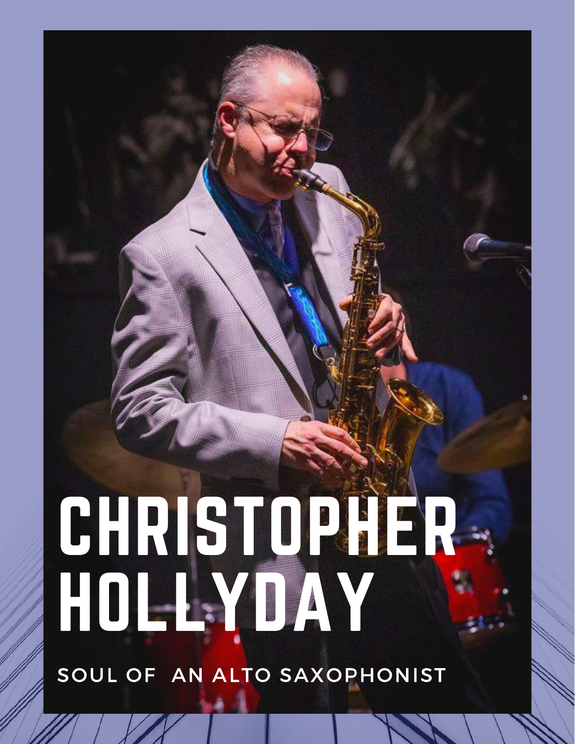# CHRISTOPHER HOLLYDAY

SOUL OF AN ALTO SAXOPHONIST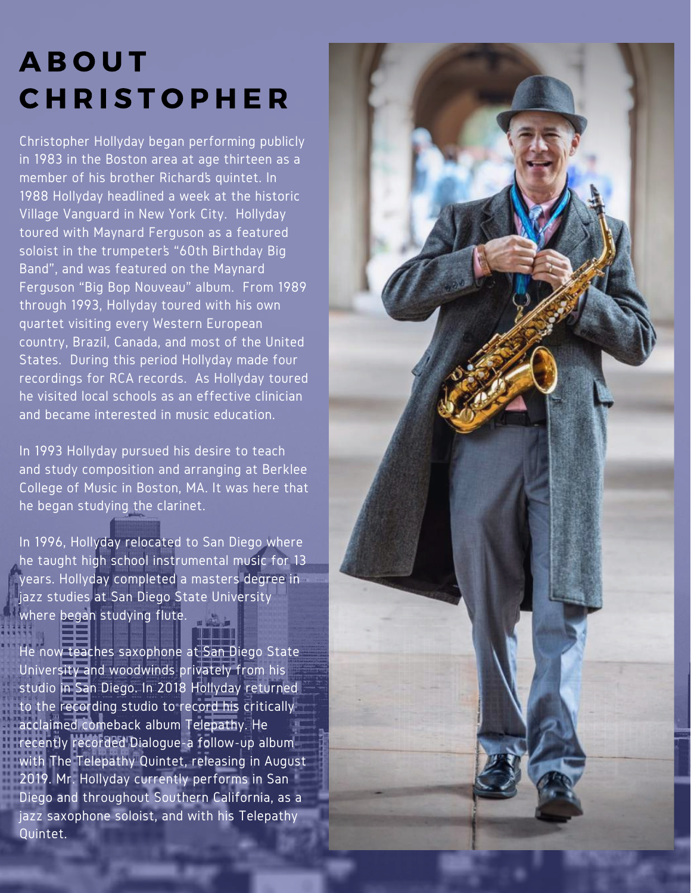# ABOUT CHRISTOPHER

Christopher Hollyday began performing publicly in 1983 in the Boston area at age thirteen as a member of his brother Richard's quintet. In 1988 Hollyday headlined a week at the historic Village Vanguard in New York City. Hollyday toured with Maynard Ferguson as a featured soloist in the trumpeter's "60th Birthday Big Band", and was featured on the Maynard Ferguson "Big Bop Nouveau" album. From 1989 through 1993, Hollyday toured with his own quartet visiting every Western European country, Brazil, Canada, and most of the United States. During this period Hollyday made four recordings for RCA records. As Hollyday toured he visited local schools as an effective clinician and became interested in music education.

In 1993 Hollyday pursued his desire to teach and study composition and arranging at Berklee College of Music in Boston, MA. It was here that he began studying the clarinet.

In 1996, Hollyday relocated to San Diego where he taught high school instrumental music for 13 years. Hollyday completed a masters degree in jazz studies at San Diego State University where began studying flute.

He now teaches saxophone at San Diego State University and woodwinds privately from his studio in San Diego. In 2018 Hollyday returned to the recording studio to record his critically acclaimed comeback album Telepathy. He recently recorded Dialogue-a follow-up album with The Telepathy Quintet, releasing in August 2019. Mr. Hollyday currently performs in San Diego and throughout Southern California, as a jazz saxophone soloist, and with his Telepathy Quintet.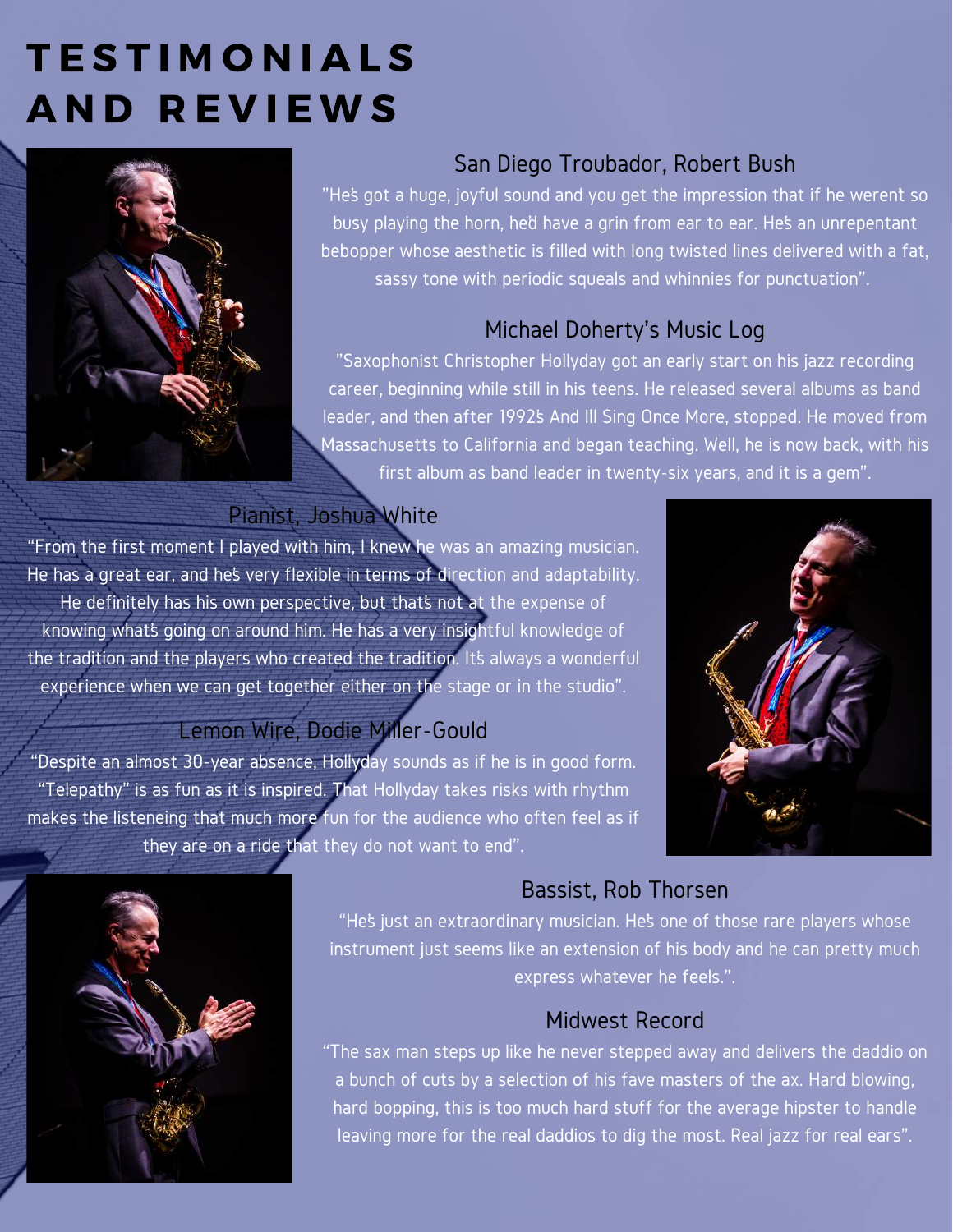# TESTIMONIALS AND REVIEWS

### San Diego Troubador, Robert Bush

"He's got a huge, joyful sound and you get the impression that if he weren't so busy playing the horn, he'd have a grin from ear to ear. He's an unrepentant bebopper whose aesthetic is filled with long twisted lines delivered with a fat, sassy tone with periodic squeals and whinnies for punctuation".

### Michael Doherty's Music Log

"Saxophonist Christopher Hollyday got an early start on his jazz recording career, beginning while still in his teens. He released several albums as band leader, and then after 1992's And Ill Sing Once More, stopped. He moved from Massachusetts to California and began teaching. Well, he is now back, with his first album as band leader in twenty-six years, and it is a gem".

### Pianist, Joshua White

"From the first moment I played with him, I knew he was an amazing musician. He has a great ear, and he's very flexible in terms of direction and adaptability. He definitely has his own perspective, but that's not at the expense of knowing what's going on around him. He has a very insightful knowledge of the tradition and the players who created the tradition. It's always a wonderful experience when we can get together either on the stage or in the studio".

### Lemon Wire, Dodie Miller-Gould

"Despite an almost 30-year absence, Hollyday sounds as if he is in good form. "Telepathy" is as fun as it is inspired. That Hollyday takes risks with rhythm makes the listeneing that much more fun for the audience who often feel as if they are on a ride that they do not want to end".

### Bassist, Rob Thorsen

"He's just an extraordinary musician. He's one of those rare players whose instrument just seems like an extension of his body and he can pretty much express whatever he feels.".

### Midwest Record

"The sax man steps up like he never stepped away and delivers the daddio on a bunch of cuts by a selection of his fave masters of the ax. Hard blowing, hard bopping, this is too much hard stuff for the average hipster to handle leaving more for the real daddios to dig the most. Real jazz for real ears".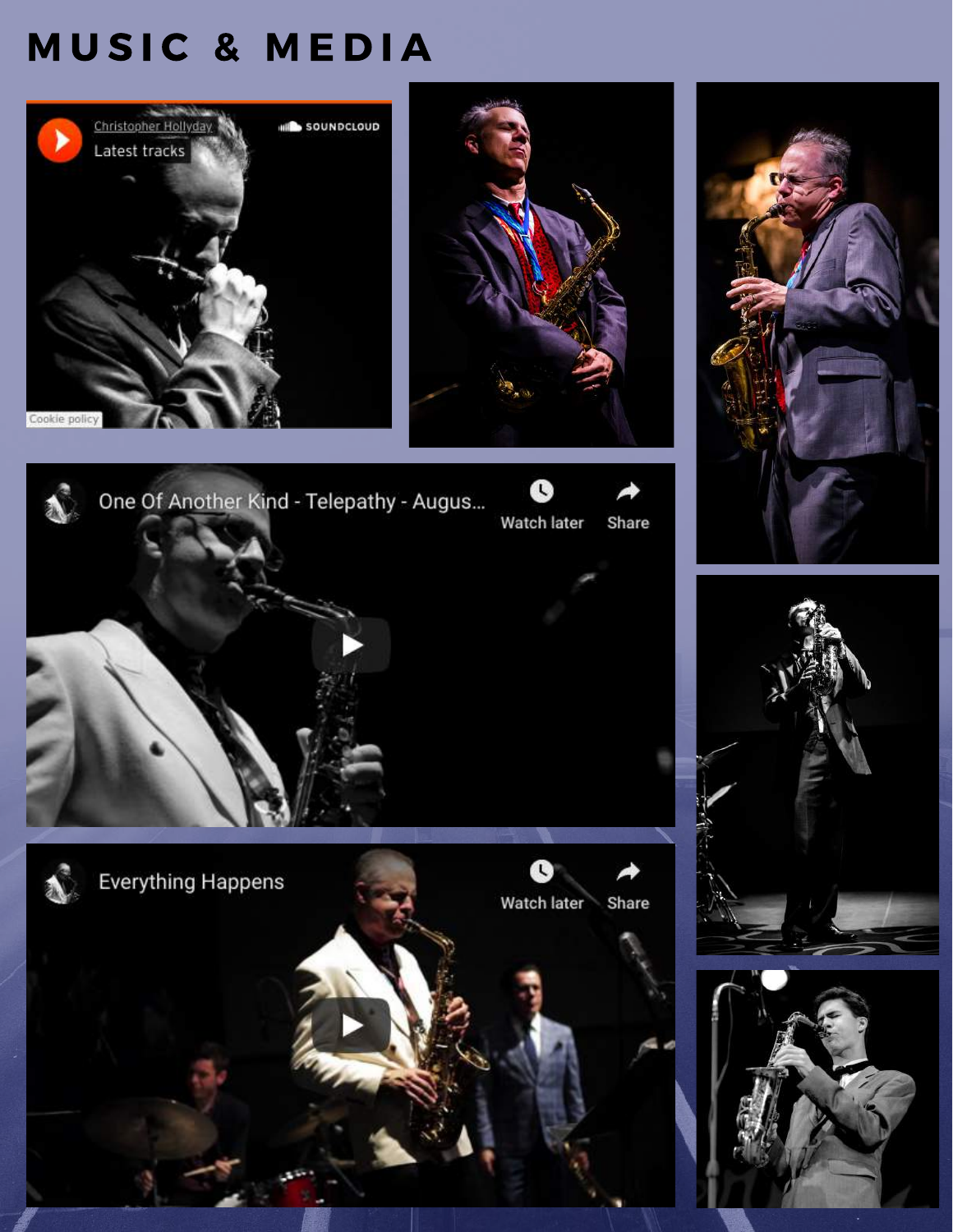# MUSIC & MEDIA

Christopher Hollyday
Latest tracks

SOUNDCLOUD

Cookie policy

One Of Another Kind - Telepathy - Augus...

Watch later  Share

Everything Happens

Watch later  Share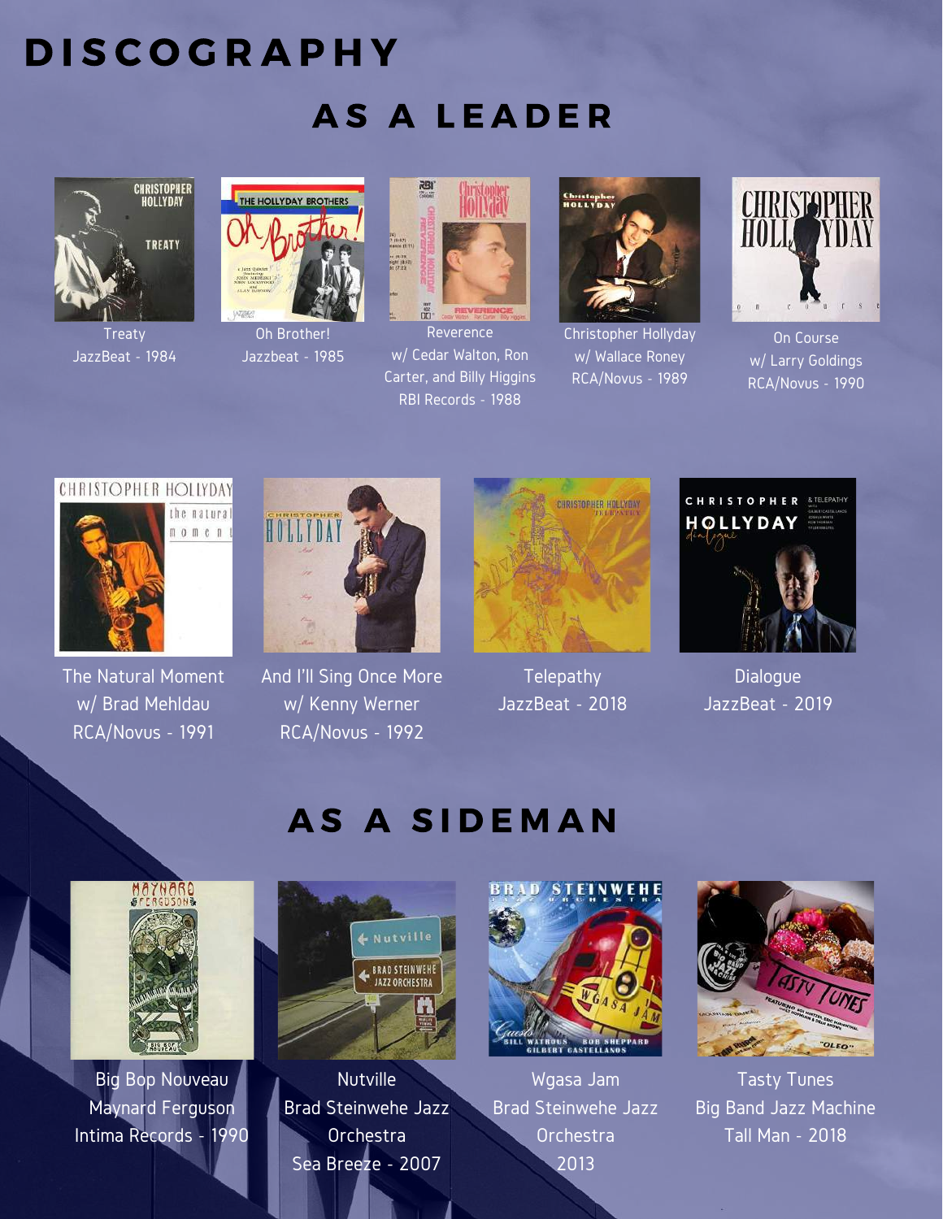# DISCOGRAPHY

## AS A LEADER

Treaty
JazzBeat - 1984

Oh Brother!
Jazzbeat - 1985

Reverence
w/ Cedar Walton, Ron Carter, and Billy Higgins
RBI Records - 1988

Christopher Hollyday
w/ Wallace Roney
RCA/Novus - 1989

On Course
w/ Larry Goldings
RCA/Novus - 1990

The Natural Moment
w/ Brad Mehldau
RCA/Novus - 1991

And I'll Sing Once More
w/ Kenny Werner
RCA/Novus - 1992

Telepathy
JazzBeat - 2018

Dialogue
JazzBeat - 2019

## AS A SIDEMAN

Big Bop Nouveau
Maynard Ferguson
Intima Records - 1990

Nutville
Brad Steinwehe Jazz Orchestra
Sea Breeze - 2007

Wgasa Jam
Brad Steinwehe Jazz Orchestra
2013

Tasty Tunes
Big Band Jazz Machine
Tall Man - 2018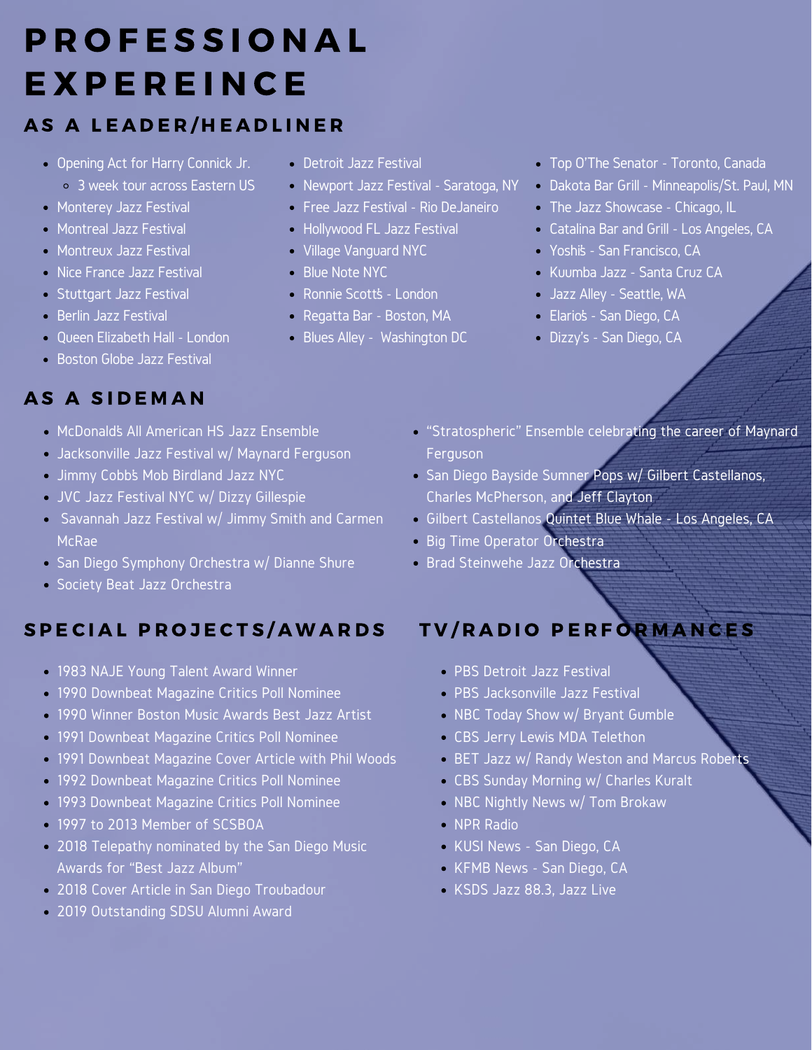# PROFESSIONAL EXPEREINCE

## AS A LEADER/HEADLINER

- Opening Act for Harry Connick Jr.
  - 3 week tour across Eastern US
- Monterey Jazz Festival
- Montreal Jazz Festival
- Montreux Jazz Festival
- Nice France Jazz Festival
- Stuttgart Jazz Festival
- Berlin Jazz Festival
- Queen Elizabeth Hall - London
- Boston Globe Jazz Festival
- Detroit Jazz Festival
- Newport Jazz Festival - Saratoga, NY
- Free Jazz Festival - Rio DeJaneiro
- Hollywood FL Jazz Festival
- Village Vanguard NYC
- Blue Note NYC
- Ronnie Scott's - London
- Regatta Bar - Boston, MA
- Blues Alley - Washington DC
- Top O'The Senator - Toronto, Canada
- Dakota Bar Grill - Minneapolis/St. Paul, MN
- The Jazz Showcase - Chicago, IL
- Catalina Bar and Grill - Los Angeles, CA
- Yoshi's - San Francisco, CA
- Kuumba Jazz - Santa Cruz CA
- Jazz Alley - Seattle, WA
- Elario's - San Diego, CA
- Dizzy's - San Diego, CA

## AS A SIDEMAN

- McDonald's All American HS Jazz Ensemble
- Jacksonville Jazz Festival w/ Maynard Ferguson
- Jimmy Cobb's Mob Birdland Jazz NYC
- JVC Jazz Festival NYC w/ Dizzy Gillespie
- Savannah Jazz Festival w/ Jimmy Smith and Carmen McRae
- San Diego Symphony Orchestra w/ Dianne Shure
- Society Beat Jazz Orchestra
- "Stratospheric" Ensemble celebrating the career of Maynard Ferguson
- San Diego Bayside Sumner Pops w/ Gilbert Castellanos, Charles McPherson, and Jeff Clayton
- Gilbert Castellanos Quintet Blue Whale - Los Angeles, CA
- Big Time Operator Orchestra
- Brad Steinwehe Jazz Orchestra

## SPECIAL PROJECTS/AWARDS

- 1983 NAJE Young Talent Award Winner
- 1990 Downbeat Magazine Critics Poll Nominee
- 1990 Winner Boston Music Awards Best Jazz Artist
- 1991 Downbeat Magazine Critics Poll Nominee
- 1991 Downbeat Magazine Cover Article with Phil Woods
- 1992 Downbeat Magazine Critics Poll Nominee
- 1993 Downbeat Magazine Critics Poll Nominee
- 1997 to 2013 Member of SCSBOA
- 2018 Telepathy nominated by the San Diego Music Awards for "Best Jazz Album"
- 2018 Cover Article in San Diego Troubadour
- 2019 Outstanding SDSU Alumni Award

## TV/RADIO PERFORMANCES

- PBS Detroit Jazz Festival
- PBS Jacksonville Jazz Festival
- NBC Today Show w/ Bryant Gumble
- CBS Jerry Lewis MDA Telethon
- BET Jazz w/ Randy Weston and Marcus Roberts
- CBS Sunday Morning w/ Charles Kuralt
- NBC Nightly News w/ Tom Brokaw
- NPR Radio
- KUSI News - San Diego, CA
- KFMB News - San Diego, CA
- KSDS Jazz 88.3, Jazz Live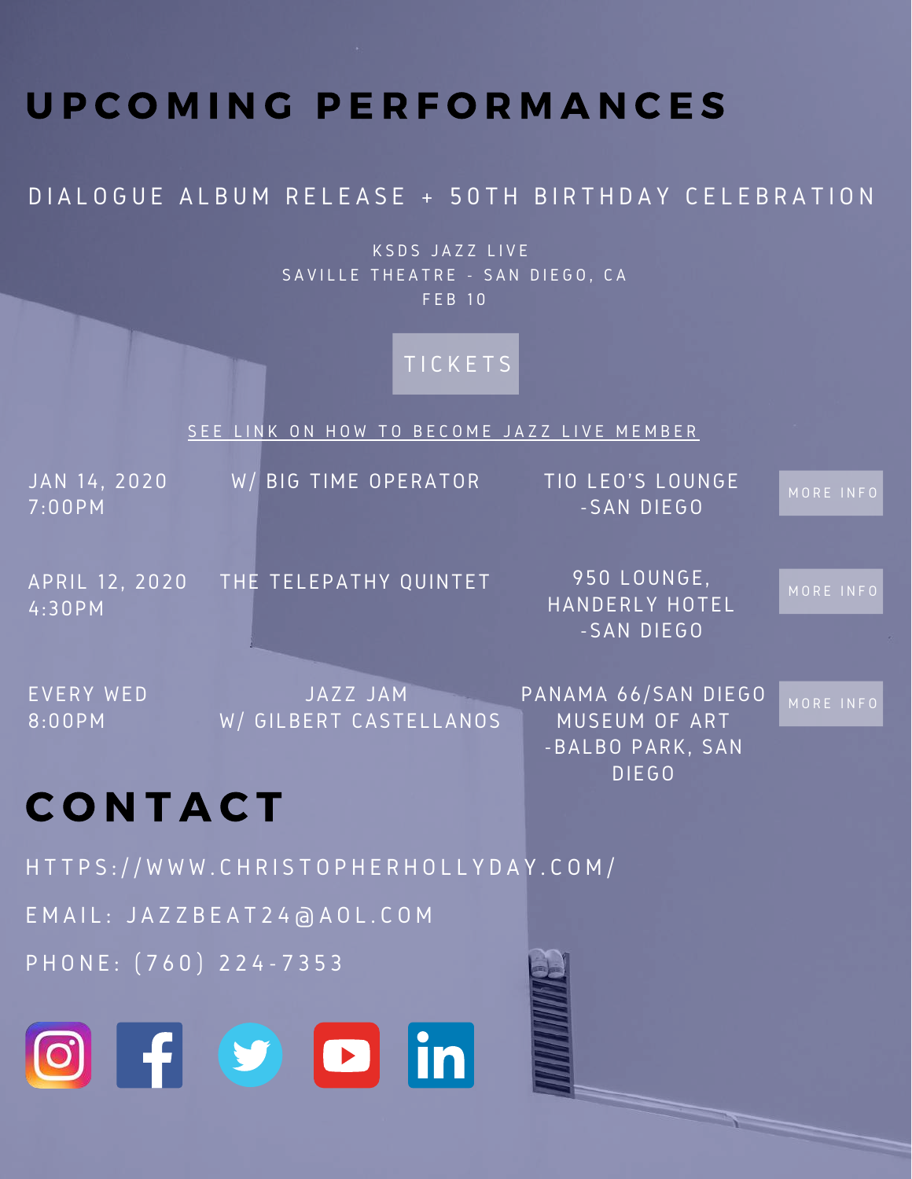# UPCOMING PERFORMANCES

## DIALOGUE ALBUM RELEASE + 50TH BIRTHDAY CELEBRATION

KSDS JAZZ LIVE
SAVILLE THEATRE - SAN DIEGO, CA
FEB 10

TICKETS

SEE LINK ON HOW TO BECOME JAZZ LIVE MEMBER

| | | | |
|---|---|---|---|
| JAN 14, 2020 7:00PM | W/ BIG TIME OPERATOR | TIO LEO'S LOUNGE -SAN DIEGO | MORE INFO |
| APRIL 12, 2020 4:30PM | THE TELEPATHY QUINTET | 950 LOUNGE, HANDERLY HOTEL -SAN DIEGO | MORE INFO |
| EVERY WED 8:00PM | JAZZ JAM W/ GILBERT CASTELLANOS | PANAMA 66/SAN DIEGO MUSEUM OF ART -BALBO PARK, SAN DIEGO | MORE INFO |

# CONTACT

HTTPS://WWW.CHRISTOPHERHOLLYDAY.COM/

EMAIL: JAZZBEAT24@AOL.COM

PHONE: (760) 224-7353